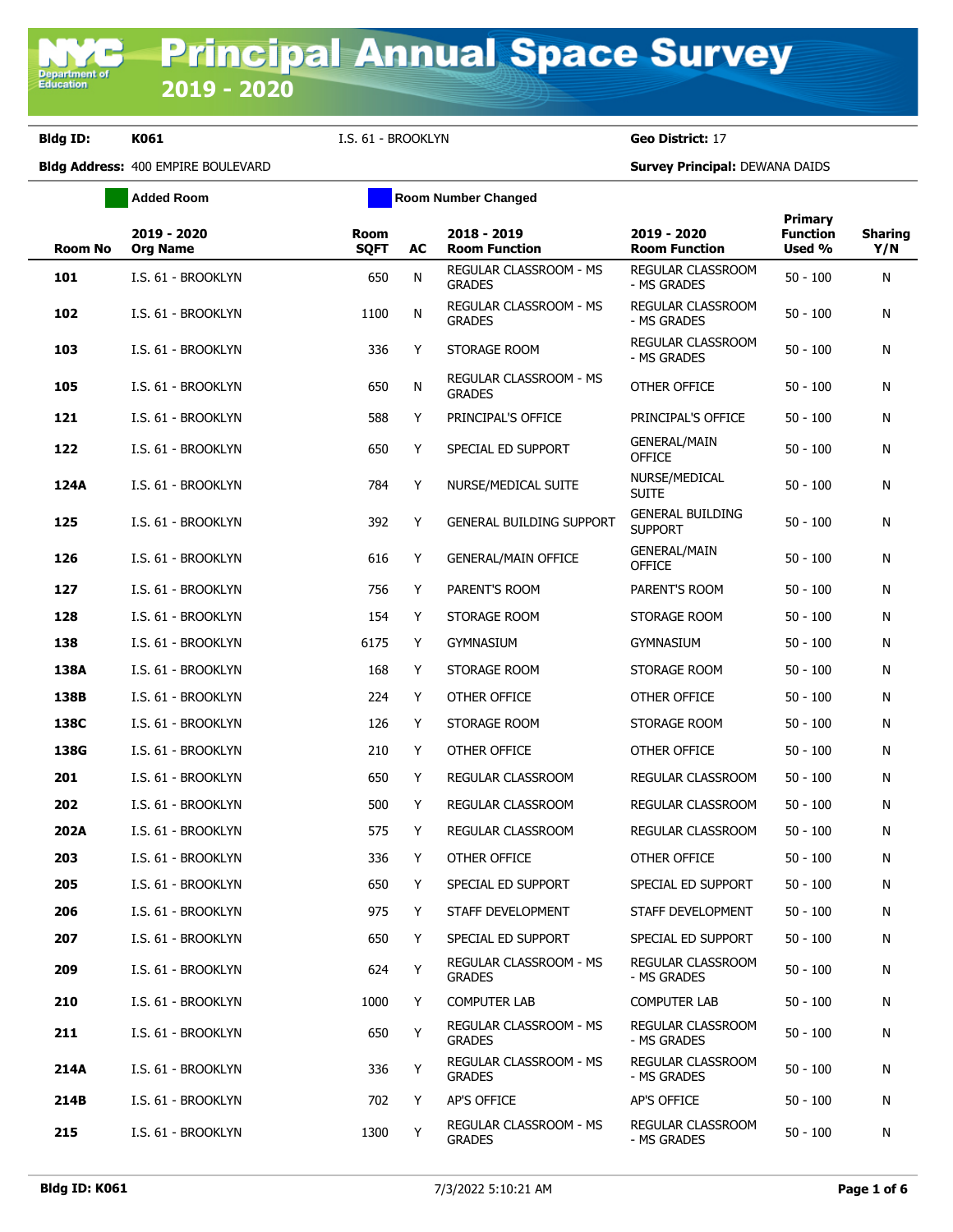# Principal Annual Space Survey

## 2019 - 2020

**Bldg ID:** K061 &nbsp;&nbsp; I.S. 61 - BROOKLYN &nbsp;&nbsp; **Geo District:** 17

**Bldg Address:** 400 EMPIRE BOULEVARD &nbsp;&nbsp; **Survey Principal:** DEWANA DAIDS

**Added Room** &nbsp;&nbsp; **Room Number Changed**

| Room No | 2019 - 2020 Org Name | Room SQFT | AC | 2018 - 2019 Room Function | 2019 - 2020 Room Function | Primary Function Used % | Sharing Y/N |
|---|---|---|---|---|---|---|---|
| **101** | I.S. 61 - BROOKLYN | 650 | N | REGULAR CLASSROOM - MS GRADES | REGULAR CLASSROOM - MS GRADES | 50 - 100 | N |
| **102** | I.S. 61 - BROOKLYN | 1100 | N | REGULAR CLASSROOM - MS GRADES | REGULAR CLASSROOM - MS GRADES | 50 - 100 | N |
| **103** | I.S. 61 - BROOKLYN | 336 | Y | STORAGE ROOM | REGULAR CLASSROOM - MS GRADES | 50 - 100 | N |
| **105** | I.S. 61 - BROOKLYN | 650 | N | REGULAR CLASSROOM - MS GRADES | OTHER OFFICE | 50 - 100 | N |
| **121** | I.S. 61 - BROOKLYN | 588 | Y | PRINCIPAL'S OFFICE | PRINCIPAL'S OFFICE | 50 - 100 | N |
| **122** | I.S. 61 - BROOKLYN | 650 | Y | SPECIAL ED SUPPORT | GENERAL/MAIN OFFICE | 50 - 100 | N |
| **124A** | I.S. 61 - BROOKLYN | 784 | Y | NURSE/MEDICAL SUITE | NURSE/MEDICAL SUITE | 50 - 100 | N |
| **125** | I.S. 61 - BROOKLYN | 392 | Y | GENERAL BUILDING SUPPORT | GENERAL BUILDING SUPPORT | 50 - 100 | N |
| **126** | I.S. 61 - BROOKLYN | 616 | Y | GENERAL/MAIN OFFICE | GENERAL/MAIN OFFICE | 50 - 100 | N |
| **127** | I.S. 61 - BROOKLYN | 756 | Y | PARENT'S ROOM | PARENT'S ROOM | 50 - 100 | N |
| **128** | I.S. 61 - BROOKLYN | 154 | Y | STORAGE ROOM | STORAGE ROOM | 50 - 100 | N |
| **138** | I.S. 61 - BROOKLYN | 6175 | Y | GYMNASIUM | GYMNASIUM | 50 - 100 | N |
| **138A** | I.S. 61 - BROOKLYN | 168 | Y | STORAGE ROOM | STORAGE ROOM | 50 - 100 | N |
| **138B** | I.S. 61 - BROOKLYN | 224 | Y | OTHER OFFICE | OTHER OFFICE | 50 - 100 | N |
| **138C** | I.S. 61 - BROOKLYN | 126 | Y | STORAGE ROOM | STORAGE ROOM | 50 - 100 | N |
| **138G** | I.S. 61 - BROOKLYN | 210 | Y | OTHER OFFICE | OTHER OFFICE | 50 - 100 | N |
| **201** | I.S. 61 - BROOKLYN | 650 | Y | REGULAR CLASSROOM | REGULAR CLASSROOM | 50 - 100 | N |
| **202** | I.S. 61 - BROOKLYN | 500 | Y | REGULAR CLASSROOM | REGULAR CLASSROOM | 50 - 100 | N |
| **202A** | I.S. 61 - BROOKLYN | 575 | Y | REGULAR CLASSROOM | REGULAR CLASSROOM | 50 - 100 | N |
| **203** | I.S. 61 - BROOKLYN | 336 | Y | OTHER OFFICE | OTHER OFFICE | 50 - 100 | N |
| **205** | I.S. 61 - BROOKLYN | 650 | Y | SPECIAL ED SUPPORT | SPECIAL ED SUPPORT | 50 - 100 | N |
| **206** | I.S. 61 - BROOKLYN | 975 | Y | STAFF DEVELOPMENT | STAFF DEVELOPMENT | 50 - 100 | N |
| **207** | I.S. 61 - BROOKLYN | 650 | Y | SPECIAL ED SUPPORT | SPECIAL ED SUPPORT | 50 - 100 | N |
| **209** | I.S. 61 - BROOKLYN | 624 | Y | REGULAR CLASSROOM - MS GRADES | REGULAR CLASSROOM - MS GRADES | 50 - 100 | N |
| **210** | I.S. 61 - BROOKLYN | 1000 | Y | COMPUTER LAB | COMPUTER LAB | 50 - 100 | N |
| **211** | I.S. 61 - BROOKLYN | 650 | Y | REGULAR CLASSROOM - MS GRADES | REGULAR CLASSROOM - MS GRADES | 50 - 100 | N |
| **214A** | I.S. 61 - BROOKLYN | 336 | Y | REGULAR CLASSROOM - MS GRADES | REGULAR CLASSROOM - MS GRADES | 50 - 100 | N |
| **214B** | I.S. 61 - BROOKLYN | 702 | Y | AP'S OFFICE | AP'S OFFICE | 50 - 100 | N |
| **215** | I.S. 61 - BROOKLYN | 1300 | Y | REGULAR CLASSROOM - MS GRADES | REGULAR CLASSROOM - MS GRADES | 50 - 100 | N |

**Bldg ID: K061** &nbsp;&nbsp; 7/3/2022 5:10:21 AM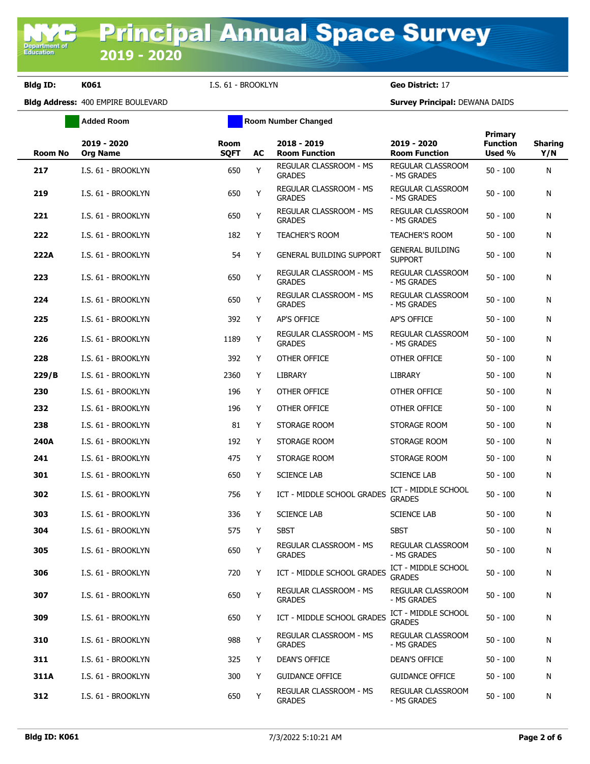# Principal Annual Space Survey 2019 - 2020

**Bldg ID:** K061 I.S. 61 - BROOKLYN **Geo District:** 17

**Bldg Address:** 400 EMPIRE BOULEVARD **Survey Principal:** DEWANA DAIDS

Added Room | Room Number Changed

| Room No | 2019 - 2020 Org Name | Room SQFT | AC | 2018 - 2019 Room Function | 2019 - 2020 Room Function | Primary Function Used % | Sharing Y/N |
|---|---|---|---|---|---|---|---|
| 217 | I.S. 61 - BROOKLYN | 650 | Y | REGULAR CLASSROOM - MS GRADES | REGULAR CLASSROOM - MS GRADES | 50 - 100 | N |
| 219 | I.S. 61 - BROOKLYN | 650 | Y | REGULAR CLASSROOM - MS GRADES | REGULAR CLASSROOM - MS GRADES | 50 - 100 | N |
| 221 | I.S. 61 - BROOKLYN | 650 | Y | REGULAR CLASSROOM - MS GRADES | REGULAR CLASSROOM - MS GRADES | 50 - 100 | N |
| 222 | I.S. 61 - BROOKLYN | 182 | Y | TEACHER'S ROOM | TEACHER'S ROOM | 50 - 100 | N |
| 222A | I.S. 61 - BROOKLYN | 54 | Y | GENERAL BUILDING SUPPORT | GENERAL BUILDING SUPPORT | 50 - 100 | N |
| 223 | I.S. 61 - BROOKLYN | 650 | Y | REGULAR CLASSROOM - MS GRADES | REGULAR CLASSROOM - MS GRADES | 50 - 100 | N |
| 224 | I.S. 61 - BROOKLYN | 650 | Y | REGULAR CLASSROOM - MS GRADES | REGULAR CLASSROOM - MS GRADES | 50 - 100 | N |
| 225 | I.S. 61 - BROOKLYN | 392 | Y | AP'S OFFICE | AP'S OFFICE | 50 - 100 | N |
| 226 | I.S. 61 - BROOKLYN | 1189 | Y | REGULAR CLASSROOM - MS GRADES | REGULAR CLASSROOM - MS GRADES | 50 - 100 | N |
| 228 | I.S. 61 - BROOKLYN | 392 | Y | OTHER OFFICE | OTHER OFFICE | 50 - 100 | N |
| 229/B | I.S. 61 - BROOKLYN | 2360 | Y | LIBRARY | LIBRARY | 50 - 100 | N |
| 230 | I.S. 61 - BROOKLYN | 196 | Y | OTHER OFFICE | OTHER OFFICE | 50 - 100 | N |
| 232 | I.S. 61 - BROOKLYN | 196 | Y | OTHER OFFICE | OTHER OFFICE | 50 - 100 | N |
| 238 | I.S. 61 - BROOKLYN | 81 | Y | STORAGE ROOM | STORAGE ROOM | 50 - 100 | N |
| 240A | I.S. 61 - BROOKLYN | 192 | Y | STORAGE ROOM | STORAGE ROOM | 50 - 100 | N |
| 241 | I.S. 61 - BROOKLYN | 475 | Y | STORAGE ROOM | STORAGE ROOM | 50 - 100 | N |
| 301 | I.S. 61 - BROOKLYN | 650 | Y | SCIENCE LAB | SCIENCE LAB | 50 - 100 | N |
| 302 | I.S. 61 - BROOKLYN | 756 | Y | ICT - MIDDLE SCHOOL GRADES | ICT - MIDDLE SCHOOL GRADES | 50 - 100 | N |
| 303 | I.S. 61 - BROOKLYN | 336 | Y | SCIENCE LAB | SCIENCE LAB | 50 - 100 | N |
| 304 | I.S. 61 - BROOKLYN | 575 | Y | SBST | SBST | 50 - 100 | N |
| 305 | I.S. 61 - BROOKLYN | 650 | Y | REGULAR CLASSROOM - MS GRADES | REGULAR CLASSROOM - MS GRADES | 50 - 100 | N |
| 306 | I.S. 61 - BROOKLYN | 720 | Y | ICT - MIDDLE SCHOOL GRADES | ICT - MIDDLE SCHOOL GRADES | 50 - 100 | N |
| 307 | I.S. 61 - BROOKLYN | 650 | Y | REGULAR CLASSROOM - MS GRADES | REGULAR CLASSROOM - MS GRADES | 50 - 100 | N |
| 309 | I.S. 61 - BROOKLYN | 650 | Y | ICT - MIDDLE SCHOOL GRADES | ICT - MIDDLE SCHOOL GRADES | 50 - 100 | N |
| 310 | I.S. 61 - BROOKLYN | 988 | Y | REGULAR CLASSROOM - MS GRADES | REGULAR CLASSROOM - MS GRADES | 50 - 100 | N |
| 311 | I.S. 61 - BROOKLYN | 325 | Y | DEAN'S OFFICE | DEAN'S OFFICE | 50 - 100 | N |
| 311A | I.S. 61 - BROOKLYN | 300 | Y | GUIDANCE OFFICE | GUIDANCE OFFICE | 50 - 100 | N |
| 312 | I.S. 61 - BROOKLYN | 650 | Y | REGULAR CLASSROOM - MS GRADES | REGULAR CLASSROOM - MS GRADES | 50 - 100 | N |

**Bldg ID: K061** 7/3/2022 5:10:21 AM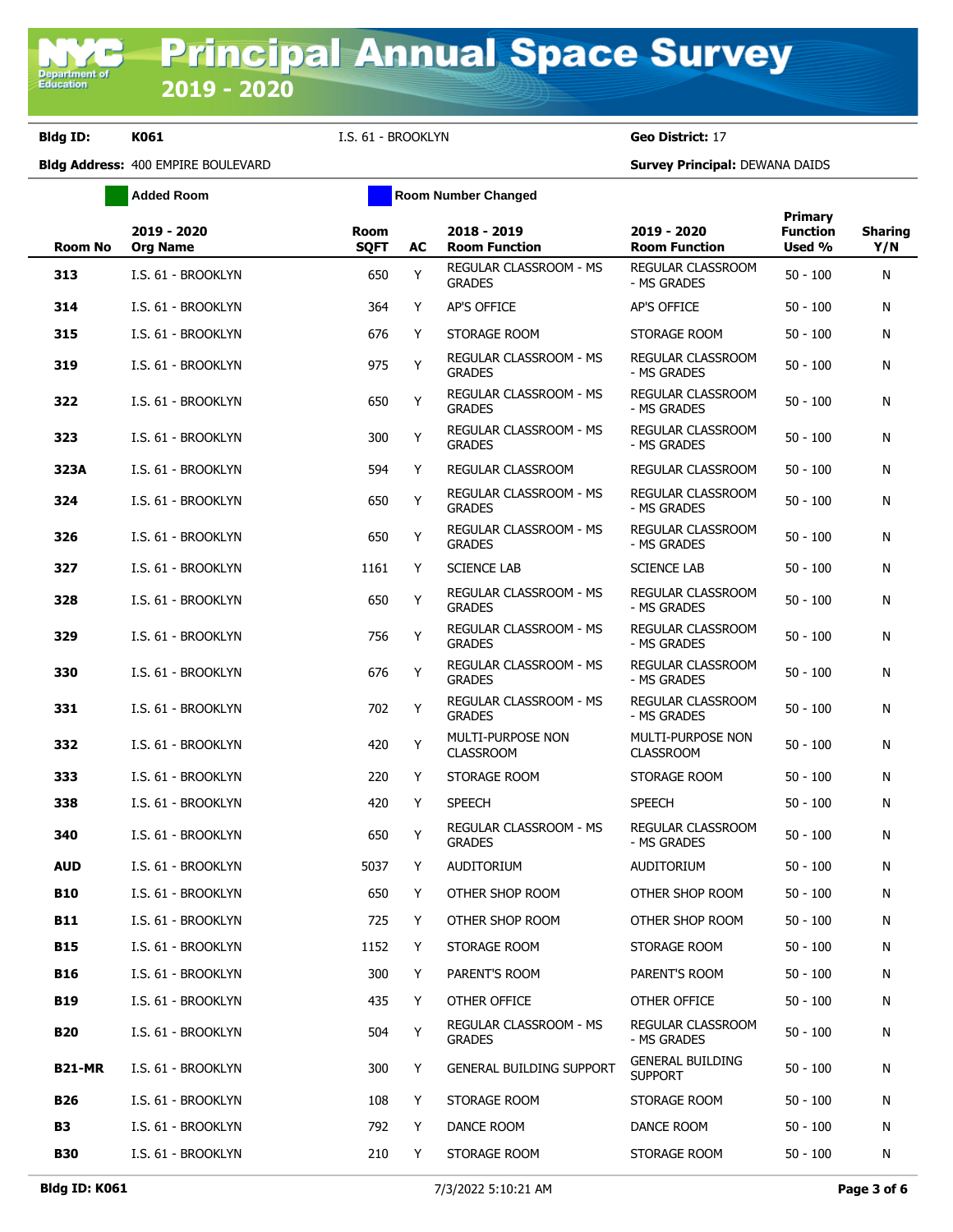# Principal Annual Space Survey 2019 - 2020

**Bldg ID:** **K061** I.S. 61 - BROOKLYN **Geo District:** 17

**Bldg Address:** 400 EMPIRE BOULEVARD **Survey Principal:** DEWANA DAIDS

Added Room | Room Number Changed

| Room No | 2019 - 2020 Org Name | Room SQFT | AC | 2018 - 2019 Room Function | 2019 - 2020 Room Function | Primary Function Used % | Sharing Y/N |
|---|---|---|---|---|---|---|---|
| **313** | I.S. 61 - BROOKLYN | 650 | Y | REGULAR CLASSROOM - MS GRADES | REGULAR CLASSROOM - MS GRADES | 50 - 100 | N |
| **314** | I.S. 61 - BROOKLYN | 364 | Y | AP'S OFFICE | AP'S OFFICE | 50 - 100 | N |
| **315** | I.S. 61 - BROOKLYN | 676 | Y | STORAGE ROOM | STORAGE ROOM | 50 - 100 | N |
| **319** | I.S. 61 - BROOKLYN | 975 | Y | REGULAR CLASSROOM - MS GRADES | REGULAR CLASSROOM - MS GRADES | 50 - 100 | N |
| **322** | I.S. 61 - BROOKLYN | 650 | Y | REGULAR CLASSROOM - MS GRADES | REGULAR CLASSROOM - MS GRADES | 50 - 100 | N |
| **323** | I.S. 61 - BROOKLYN | 300 | Y | REGULAR CLASSROOM - MS GRADES | REGULAR CLASSROOM - MS GRADES | 50 - 100 | N |
| **323A** | I.S. 61 - BROOKLYN | 594 | Y | REGULAR CLASSROOM | REGULAR CLASSROOM | 50 - 100 | N |
| **324** | I.S. 61 - BROOKLYN | 650 | Y | REGULAR CLASSROOM - MS GRADES | REGULAR CLASSROOM - MS GRADES | 50 - 100 | N |
| **326** | I.S. 61 - BROOKLYN | 650 | Y | REGULAR CLASSROOM - MS GRADES | REGULAR CLASSROOM - MS GRADES | 50 - 100 | N |
| **327** | I.S. 61 - BROOKLYN | 1161 | Y | SCIENCE LAB | SCIENCE LAB | 50 - 100 | N |
| **328** | I.S. 61 - BROOKLYN | 650 | Y | REGULAR CLASSROOM - MS GRADES | REGULAR CLASSROOM - MS GRADES | 50 - 100 | N |
| **329** | I.S. 61 - BROOKLYN | 756 | Y | REGULAR CLASSROOM - MS GRADES | REGULAR CLASSROOM - MS GRADES | 50 - 100 | N |
| **330** | I.S. 61 - BROOKLYN | 676 | Y | REGULAR CLASSROOM - MS GRADES | REGULAR CLASSROOM - MS GRADES | 50 - 100 | N |
| **331** | I.S. 61 - BROOKLYN | 702 | Y | REGULAR CLASSROOM - MS GRADES | REGULAR CLASSROOM - MS GRADES | 50 - 100 | N |
| **332** | I.S. 61 - BROOKLYN | 420 | Y | MULTI-PURPOSE NON CLASSROOM | MULTI-PURPOSE NON CLASSROOM | 50 - 100 | N |
| **333** | I.S. 61 - BROOKLYN | 220 | Y | STORAGE ROOM | STORAGE ROOM | 50 - 100 | N |
| **338** | I.S. 61 - BROOKLYN | 420 | Y | SPEECH | SPEECH | 50 - 100 | N |
| **340** | I.S. 61 - BROOKLYN | 650 | Y | REGULAR CLASSROOM - MS GRADES | REGULAR CLASSROOM - MS GRADES | 50 - 100 | N |
| **AUD** | I.S. 61 - BROOKLYN | 5037 | Y | AUDITORIUM | AUDITORIUM | 50 - 100 | N |
| **B10** | I.S. 61 - BROOKLYN | 650 | Y | OTHER SHOP ROOM | OTHER SHOP ROOM | 50 - 100 | N |
| **B11** | I.S. 61 - BROOKLYN | 725 | Y | OTHER SHOP ROOM | OTHER SHOP ROOM | 50 - 100 | N |
| **B15** | I.S. 61 - BROOKLYN | 1152 | Y | STORAGE ROOM | STORAGE ROOM | 50 - 100 | N |
| **B16** | I.S. 61 - BROOKLYN | 300 | Y | PARENT'S ROOM | PARENT'S ROOM | 50 - 100 | N |
| **B19** | I.S. 61 - BROOKLYN | 435 | Y | OTHER OFFICE | OTHER OFFICE | 50 - 100 | N |
| **B20** | I.S. 61 - BROOKLYN | 504 | Y | REGULAR CLASSROOM - MS GRADES | REGULAR CLASSROOM - MS GRADES | 50 - 100 | N |
| **B21-MR** | I.S. 61 - BROOKLYN | 300 | Y | GENERAL BUILDING SUPPORT | GENERAL BUILDING SUPPORT | 50 - 100 | N |
| **B26** | I.S. 61 - BROOKLYN | 108 | Y | STORAGE ROOM | STORAGE ROOM | 50 - 100 | N |
| **B3** | I.S. 61 - BROOKLYN | 792 | Y | DANCE ROOM | DANCE ROOM | 50 - 100 | N |
| **B30** | I.S. 61 - BROOKLYN | 210 | Y | STORAGE ROOM | STORAGE ROOM | 50 - 100 | N |

7/3/2022 5:10:21 AM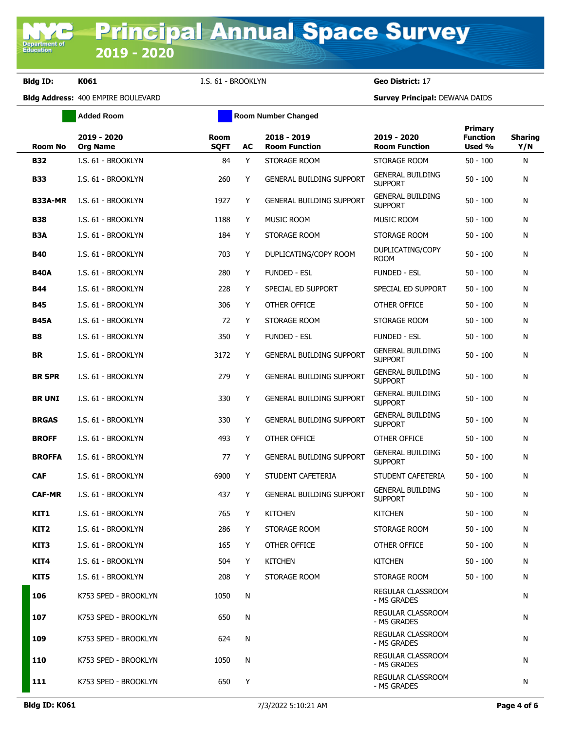# Principal Annual Space Survey 2019 - 2020

**Bldg ID:** K061 I.S. 61 - BROOKLYN **Geo District:** 17

**Bldg Address:** 400 EMPIRE BOULEVARD **Survey Principal:** DEWANA DAIDS

Added Room | Room Number Changed

| Room No | 2019 - 2020 Org Name | Room SQFT | AC | 2018 - 2019 Room Function | 2019 - 2020 Room Function | Primary Function Used % | Sharing Y/N |
|---|---|---|---|---|---|---|---|
| B32 | I.S. 61 - BROOKLYN | 84 | Y | STORAGE ROOM | STORAGE ROOM | 50 - 100 | N |
| B33 | I.S. 61 - BROOKLYN | 260 | Y | GENERAL BUILDING SUPPORT | GENERAL BUILDING SUPPORT | 50 - 100 | N |
| B33A-MR | I.S. 61 - BROOKLYN | 1927 | Y | GENERAL BUILDING SUPPORT | GENERAL BUILDING SUPPORT | 50 - 100 | N |
| B38 | I.S. 61 - BROOKLYN | 1188 | Y | MUSIC ROOM | MUSIC ROOM | 50 - 100 | N |
| B3A | I.S. 61 - BROOKLYN | 184 | Y | STORAGE ROOM | STORAGE ROOM | 50 - 100 | N |
| B40 | I.S. 61 - BROOKLYN | 703 | Y | DUPLICATING/COPY ROOM | DUPLICATING/COPY ROOM | 50 - 100 | N |
| B40A | I.S. 61 - BROOKLYN | 280 | Y | FUNDED - ESL | FUNDED - ESL | 50 - 100 | N |
| B44 | I.S. 61 - BROOKLYN | 228 | Y | SPECIAL ED SUPPORT | SPECIAL ED SUPPORT | 50 - 100 | N |
| B45 | I.S. 61 - BROOKLYN | 306 | Y | OTHER OFFICE | OTHER OFFICE | 50 - 100 | N |
| B45A | I.S. 61 - BROOKLYN | 72 | Y | STORAGE ROOM | STORAGE ROOM | 50 - 100 | N |
| B8 | I.S. 61 - BROOKLYN | 350 | Y | FUNDED - ESL | FUNDED - ESL | 50 - 100 | N |
| BR | I.S. 61 - BROOKLYN | 3172 | Y | GENERAL BUILDING SUPPORT | GENERAL BUILDING SUPPORT | 50 - 100 | N |
| BR SPR | I.S. 61 - BROOKLYN | 279 | Y | GENERAL BUILDING SUPPORT | GENERAL BUILDING SUPPORT | 50 - 100 | N |
| BR UNI | I.S. 61 - BROOKLYN | 330 | Y | GENERAL BUILDING SUPPORT | GENERAL BUILDING SUPPORT | 50 - 100 | N |
| BRGAS | I.S. 61 - BROOKLYN | 330 | Y | GENERAL BUILDING SUPPORT | GENERAL BUILDING SUPPORT | 50 - 100 | N |
| BROFF | I.S. 61 - BROOKLYN | 493 | Y | OTHER OFFICE | OTHER OFFICE | 50 - 100 | N |
| BROFFA | I.S. 61 - BROOKLYN | 77 | Y | GENERAL BUILDING SUPPORT | GENERAL BUILDING SUPPORT | 50 - 100 | N |
| CAF | I.S. 61 - BROOKLYN | 6900 | Y | STUDENT CAFETERIA | STUDENT CAFETERIA | 50 - 100 | N |
| CAF-MR | I.S. 61 - BROOKLYN | 437 | Y | GENERAL BUILDING SUPPORT | GENERAL BUILDING SUPPORT | 50 - 100 | N |
| KIT1 | I.S. 61 - BROOKLYN | 765 | Y | KITCHEN | KITCHEN | 50 - 100 | N |
| KIT2 | I.S. 61 - BROOKLYN | 286 | Y | STORAGE ROOM | STORAGE ROOM | 50 - 100 | N |
| KIT3 | I.S. 61 - BROOKLYN | 165 | Y | OTHER OFFICE | OTHER OFFICE | 50 - 100 | N |
| KIT4 | I.S. 61 - BROOKLYN | 504 | Y | KITCHEN | KITCHEN | 50 - 100 | N |
| KIT5 | I.S. 61 - BROOKLYN | 208 | Y | STORAGE ROOM | STORAGE ROOM | 50 - 100 | N |
| 106 | K753 SPED - BROOKLYN | 1050 | N | | REGULAR CLASSROOM - MS GRADES | | N |
| 107 | K753 SPED - BROOKLYN | 650 | N | | REGULAR CLASSROOM - MS GRADES | | N |
| 109 | K753 SPED - BROOKLYN | 624 | N | | REGULAR CLASSROOM - MS GRADES | | N |
| 110 | K753 SPED - BROOKLYN | 1050 | N | | REGULAR CLASSROOM - MS GRADES | | N |
| 111 | K753 SPED - BROOKLYN | 650 | Y | | REGULAR CLASSROOM - MS GRADES | | N |

Bldg ID: K061 7/3/2022 5:10:21 AM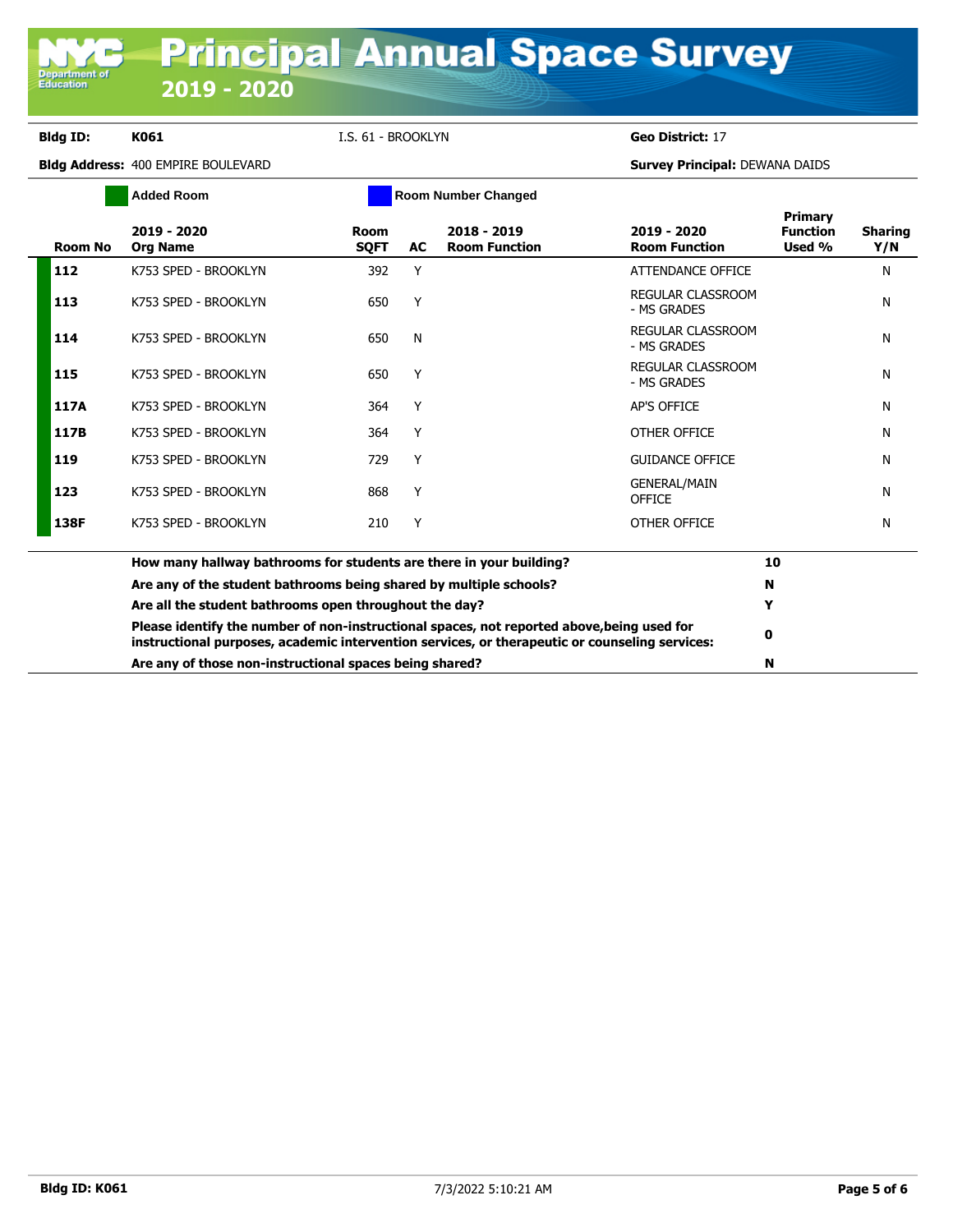# Principal Annual Space Survey

## 2019 - 2020

**Bldg ID:** K061 I.S. 61 - BROOKLYN **Geo District:** 17

**Bldg Address:** 400 EMPIRE BOULEVARD **Survey Principal:** DEWANA DAIDS

Added Room | Room Number Changed

| Room No | 2019 - 2020 Org Name | Room SQFT | AC | 2018 - 2019 Room Function | 2019 - 2020 Room Function | Primary Function Used % | Sharing Y/N |
|---|---|---|---|---|---|---|---|
| 112 | K753 SPED - BROOKLYN | 392 | Y | | ATTENDANCE OFFICE | | N |
| 113 | K753 SPED - BROOKLYN | 650 | Y | | REGULAR CLASSROOM - MS GRADES | | N |
| 114 | K753 SPED - BROOKLYN | 650 | N | | REGULAR CLASSROOM - MS GRADES | | N |
| 115 | K753 SPED - BROOKLYN | 650 | Y | | REGULAR CLASSROOM - MS GRADES | | N |
| 117A | K753 SPED - BROOKLYN | 364 | Y | | AP'S OFFICE | | N |
| 117B | K753 SPED - BROOKLYN | 364 | Y | | OTHER OFFICE | | N |
| 119 | K753 SPED - BROOKLYN | 729 | Y | | GUIDANCE OFFICE | | N |
| 123 | K753 SPED - BROOKLYN | 868 | Y | | GENERAL/MAIN OFFICE | | N |
| 138F | K753 SPED - BROOKLYN | 210 | Y | | OTHER OFFICE | | N |

| Question | Answer |
|---|---|
| **How many hallway bathrooms for students are there in your building?** | **10** |
| **Are any of the student bathrooms being shared by multiple schools?** | **N** |
| **Are all the student bathrooms open throughout the day?** | **Y** |
| **Please identify the number of non-instructional spaces, not reported above,being used for instructional purposes, academic intervention services, or therapeutic or counseling services:** | **0** |
| **Are any of those non-instructional spaces being shared?** | **N** |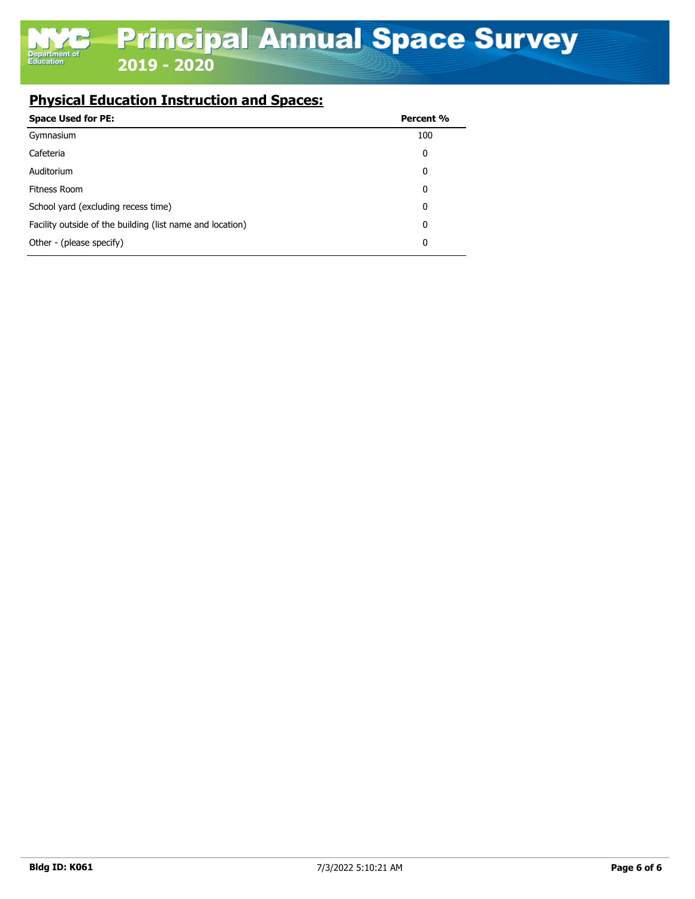## Physical Education Instruction and Spaces:

| Space Used for PE: | Percent % |
| --- | --- |
| Gymnasium | 100 |
| Cafeteria | 0 |
| Auditorium | 0 |
| Fitness Room | 0 |
| School yard (excluding recess time) | 0 |
| Facility outside of the building (list name and location) | 0 |
| Other - (please specify) | 0 |